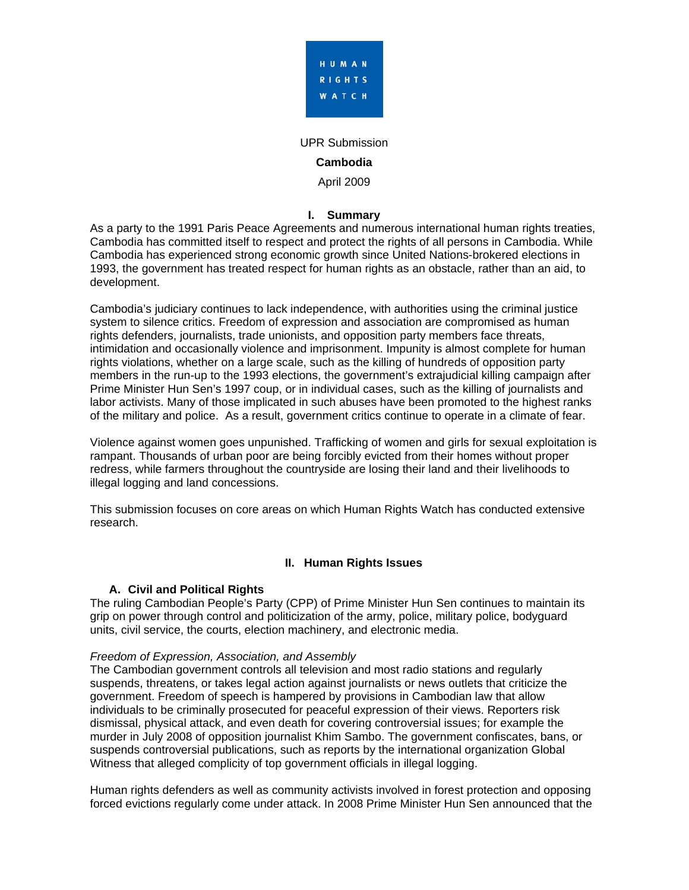HUMAN RIGHTS WATCH

UPR Submission

**Cambodia**

April 2009

## I. Summary

As a party to the 1991 Paris Peace Agreements and numerous international human rights treaties, Cambodia has committed itself to respect and protect the rights of all persons in Cambodia. While Cambodia has experienced strong economic growth since United Nations-brokered elections in 1993, the government has treated respect for human rights as an obstacle, rather than an aid, to development.

Cambodia's judiciary continues to lack independence, with authorities using the criminal justice system to silence critics. Freedom of expression and association are compromised as human rights defenders, journalists, trade unionists, and opposition party members face threats, intimidation and occasionally violence and imprisonment. Impunity is almost complete for human rights violations, whether on a large scale, such as the killing of hundreds of opposition party members in the run-up to the 1993 elections, the government's extrajudicial killing campaign after Prime Minister Hun Sen's 1997 coup, or in individual cases, such as the killing of journalists and labor activists. Many of those implicated in such abuses have been promoted to the highest ranks of the military and police. As a result, government critics continue to operate in a climate of fear.

Violence against women goes unpunished. Trafficking of women and girls for sexual exploitation is rampant. Thousands of urban poor are being forcibly evicted from their homes without proper redress, while farmers throughout the countryside are losing their land and their livelihoods to illegal logging and land concessions.

This submission focuses on core areas on which Human Rights Watch has conducted extensive research.

## II. Human Rights Issues

### A. Civil and Political Rights

The ruling Cambodian People's Party (CPP) of Prime Minister Hun Sen continues to maintain its grip on power through control and politicization of the army, police, military police, bodyguard units, civil service, the courts, election machinery, and electronic media.

*Freedom of Expression, Association, and Assembly*

The Cambodian government controls all television and most radio stations and regularly suspends, threatens, or takes legal action against journalists or news outlets that criticize the government. Freedom of speech is hampered by provisions in Cambodian law that allow individuals to be criminally prosecuted for peaceful expression of their views. Reporters risk dismissal, physical attack, and even death for covering controversial issues; for example the murder in July 2008 of opposition journalist Khim Sambo. The government confiscates, bans, or suspends controversial publications, such as reports by the international organization Global Witness that alleged complicity of top government officials in illegal logging.

Human rights defenders as well as community activists involved in forest protection and opposing forced evictions regularly come under attack. In 2008 Prime Minister Hun Sen announced that the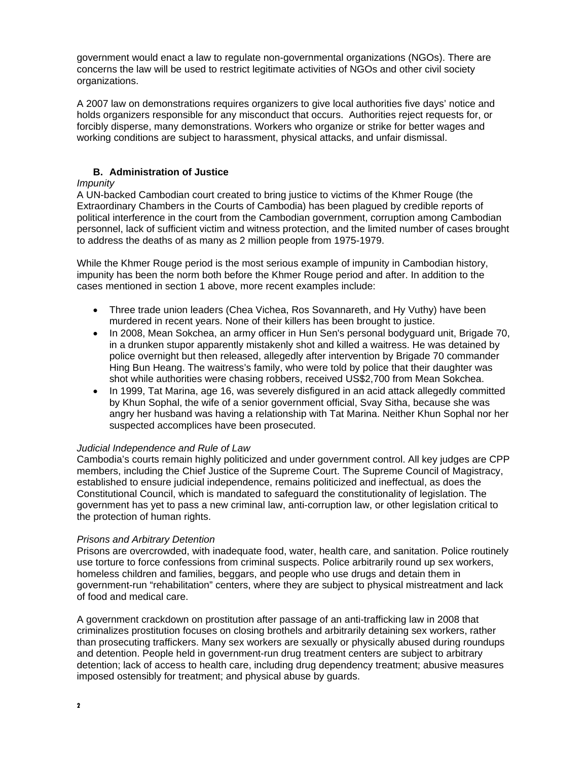government would enact a law to regulate non-governmental organizations (NGOs). There are concerns the law will be used to restrict legitimate activities of NGOs and other civil society organizations.

A 2007 law on demonstrations requires organizers to give local authorities five days' notice and holds organizers responsible for any misconduct that occurs. Authorities reject requests for, or forcibly disperse, many demonstrations. Workers who organize or strike for better wages and working conditions are subject to harassment, physical attacks, and unfair dismissal.

### B. Administration of Justice

*Impunity*

A UN-backed Cambodian court created to bring justice to victims of the Khmer Rouge (the Extraordinary Chambers in the Courts of Cambodia) has been plagued by credible reports of political interference in the court from the Cambodian government, corruption among Cambodian personnel, lack of sufficient victim and witness protection, and the limited number of cases brought to address the deaths of as many as 2 million people from 1975-1979.

While the Khmer Rouge period is the most serious example of impunity in Cambodian history, impunity has been the norm both before the Khmer Rouge period and after. In addition to the cases mentioned in section 1 above, more recent examples include:

- Three trade union leaders (Chea Vichea, Ros Sovannareth, and Hy Vuthy) have been murdered in recent years. None of their killers has been brought to justice.
- In 2008, Mean Sokchea, an army officer in Hun Sen's personal bodyguard unit, Brigade 70, in a drunken stupor apparently mistakenly shot and killed a waitress. He was detained by police overnight but then released, allegedly after intervention by Brigade 70 commander Hing Bun Heang. The waitress's family, who were told by police that their daughter was shot while authorities were chasing robbers, received US$2,700 from Mean Sokchea.
- In 1999, Tat Marina, age 16, was severely disfigured in an acid attack allegedly committed by Khun Sophal, the wife of a senior government official, Svay Sitha, because she was angry her husband was having a relationship with Tat Marina. Neither Khun Sophal nor her suspected accomplices have been prosecuted.

*Judicial Independence and Rule of Law*

Cambodia's courts remain highly politicized and under government control. All key judges are CPP members, including the Chief Justice of the Supreme Court. The Supreme Council of Magistracy, established to ensure judicial independence, remains politicized and ineffectual, as does the Constitutional Council, which is mandated to safeguard the constitutionality of legislation. The government has yet to pass a new criminal law, anti-corruption law, or other legislation critical to the protection of human rights.

*Prisons and Arbitrary Detention*

Prisons are overcrowded, with inadequate food, water, health care, and sanitation. Police routinely use torture to force confessions from criminal suspects. Police arbitrarily round up sex workers, homeless children and families, beggars, and people who use drugs and detain them in government-run "rehabilitation" centers, where they are subject to physical mistreatment and lack of food and medical care.

A government crackdown on prostitution after passage of an anti-trafficking law in 2008 that criminalizes prostitution focuses on closing brothels and arbitrarily detaining sex workers, rather than prosecuting traffickers. Many sex workers are sexually or physically abused during roundups and detention. People held in government-run drug treatment centers are subject to arbitrary detention; lack of access to health care, including drug dependency treatment; abusive measures imposed ostensibly for treatment; and physical abuse by guards.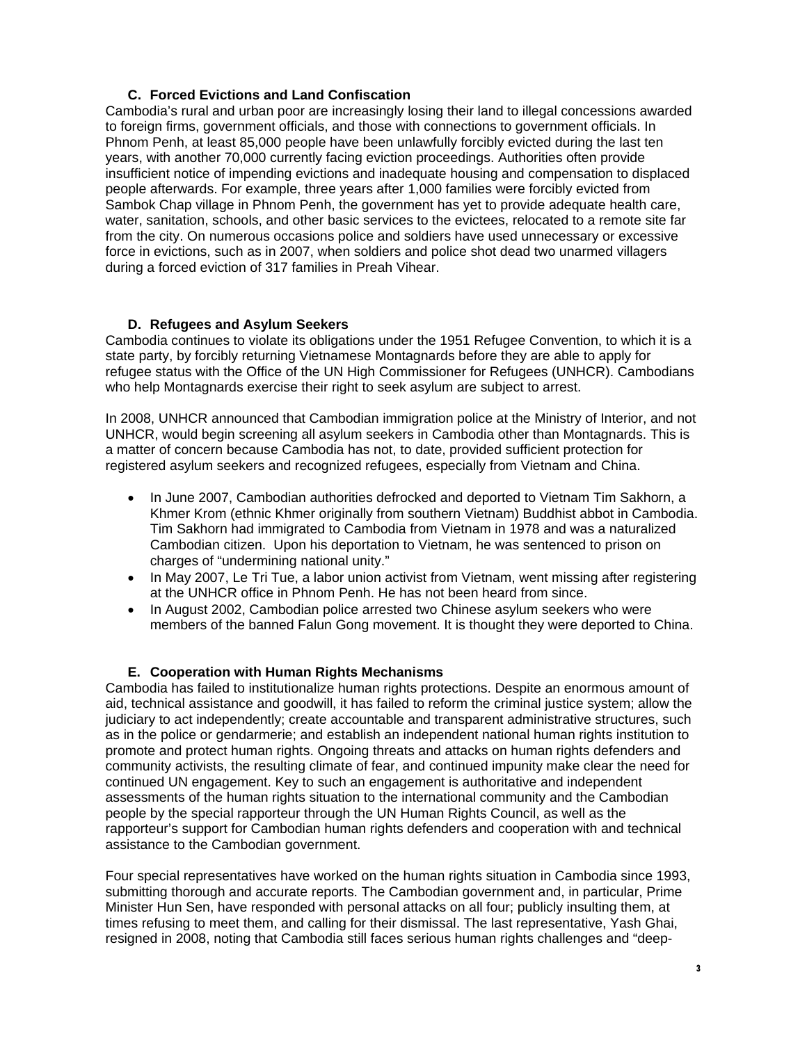### C. Forced Evictions and Land Confiscation

Cambodia's rural and urban poor are increasingly losing their land to illegal concessions awarded to foreign firms, government officials, and those with connections to government officials. In Phnom Penh, at least 85,000 people have been unlawfully forcibly evicted during the last ten years, with another 70,000 currently facing eviction proceedings. Authorities often provide insufficient notice of impending evictions and inadequate housing and compensation to displaced people afterwards. For example, three years after 1,000 families were forcibly evicted from Sambok Chap village in Phnom Penh, the government has yet to provide adequate health care, water, sanitation, schools, and other basic services to the evictees, relocated to a remote site far from the city. On numerous occasions police and soldiers have used unnecessary or excessive force in evictions, such as in 2007, when soldiers and police shot dead two unarmed villagers during a forced eviction of 317 families in Preah Vihear.

### D. Refugees and Asylum Seekers

Cambodia continues to violate its obligations under the 1951 Refugee Convention, to which it is a state party, by forcibly returning Vietnamese Montagnards before they are able to apply for refugee status with the Office of the UN High Commissioner for Refugees (UNHCR). Cambodians who help Montagnards exercise their right to seek asylum are subject to arrest.

In 2008, UNHCR announced that Cambodian immigration police at the Ministry of Interior, and not UNHCR, would begin screening all asylum seekers in Cambodia other than Montagnards. This is a matter of concern because Cambodia has not, to date, provided sufficient protection for registered asylum seekers and recognized refugees, especially from Vietnam and China.

- In June 2007, Cambodian authorities defrocked and deported to Vietnam Tim Sakhorn, a Khmer Krom (ethnic Khmer originally from southern Vietnam) Buddhist abbot in Cambodia. Tim Sakhorn had immigrated to Cambodia from Vietnam in 1978 and was a naturalized Cambodian citizen. Upon his deportation to Vietnam, he was sentenced to prison on charges of "undermining national unity."
- In May 2007, Le Tri Tue, a labor union activist from Vietnam, went missing after registering at the UNHCR office in Phnom Penh. He has not been heard from since.
- In August 2002, Cambodian police arrested two Chinese asylum seekers who were members of the banned Falun Gong movement. It is thought they were deported to China.

### E. Cooperation with Human Rights Mechanisms

Cambodia has failed to institutionalize human rights protections. Despite an enormous amount of aid, technical assistance and goodwill, it has failed to reform the criminal justice system; allow the judiciary to act independently; create accountable and transparent administrative structures, such as in the police or gendarmerie; and establish an independent national human rights institution to promote and protect human rights. Ongoing threats and attacks on human rights defenders and community activists, the resulting climate of fear, and continued impunity make clear the need for continued UN engagement. Key to such an engagement is authoritative and independent assessments of the human rights situation to the international community and the Cambodian people by the special rapporteur through the UN Human Rights Council, as well as the rapporteur's support for Cambodian human rights defenders and cooperation with and technical assistance to the Cambodian government.

Four special representatives have worked on the human rights situation in Cambodia since 1993, submitting thorough and accurate reports. The Cambodian government and, in particular, Prime Minister Hun Sen, have responded with personal attacks on all four; publicly insulting them, at times refusing to meet them, and calling for their dismissal. The last representative, Yash Ghai, resigned in 2008, noting that Cambodia still faces serious human rights challenges and "deep-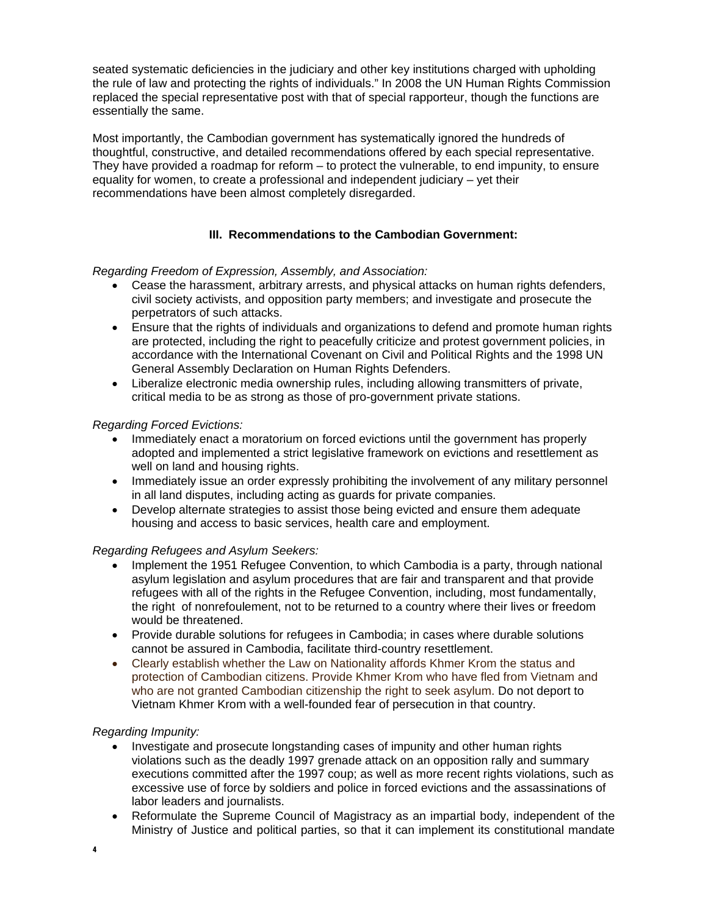seated systematic deficiencies in the judiciary and other key institutions charged with upholding the rule of law and protecting the rights of individuals." In 2008 the UN Human Rights Commission replaced the special representative post with that of special rapporteur, though the functions are essentially the same.

Most importantly, the Cambodian government has systematically ignored the hundreds of thoughtful, constructive, and detailed recommendations offered by each special representative. They have provided a roadmap for reform – to protect the vulnerable, to end impunity, to ensure equality for women, to create a professional and independent judiciary – yet their recommendations have been almost completely disregarded.

## III. Recommendations to the Cambodian Government:

*Regarding Freedom of Expression, Assembly, and Association:*

- Cease the harassment, arbitrary arrests, and physical attacks on human rights defenders, civil society activists, and opposition party members; and investigate and prosecute the perpetrators of such attacks.
- Ensure that the rights of individuals and organizations to defend and promote human rights are protected, including the right to peacefully criticize and protest government policies, in accordance with the International Covenant on Civil and Political Rights and the 1998 UN General Assembly Declaration on Human Rights Defenders.
- Liberalize electronic media ownership rules, including allowing transmitters of private, critical media to be as strong as those of pro-government private stations.

*Regarding Forced Evictions:*

- Immediately enact a moratorium on forced evictions until the government has properly adopted and implemented a strict legislative framework on evictions and resettlement as well on land and housing rights.
- Immediately issue an order expressly prohibiting the involvement of any military personnel in all land disputes, including acting as guards for private companies.
- Develop alternate strategies to assist those being evicted and ensure them adequate housing and access to basic services, health care and employment.

*Regarding Refugees and Asylum Seekers:*

- Implement the 1951 Refugee Convention, to which Cambodia is a party, through national asylum legislation and asylum procedures that are fair and transparent and that provide refugees with all of the rights in the Refugee Convention, including, most fundamentally, the right of nonrefoulement, not to be returned to a country where their lives or freedom would be threatened.
- Provide durable solutions for refugees in Cambodia; in cases where durable solutions cannot be assured in Cambodia, facilitate third-country resettlement.
- Clearly establish whether the Law on Nationality affords Khmer Krom the status and protection of Cambodian citizens. Provide Khmer Krom who have fled from Vietnam and who are not granted Cambodian citizenship the right to seek asylum. Do not deport to Vietnam Khmer Krom with a well-founded fear of persecution in that country.

*Regarding Impunity:*

- Investigate and prosecute longstanding cases of impunity and other human rights violations such as the deadly 1997 grenade attack on an opposition rally and summary executions committed after the 1997 coup; as well as more recent rights violations, such as excessive use of force by soldiers and police in forced evictions and the assassinations of labor leaders and journalists.
- Reformulate the Supreme Council of Magistracy as an impartial body, independent of the Ministry of Justice and political parties, so that it can implement its constitutional mandate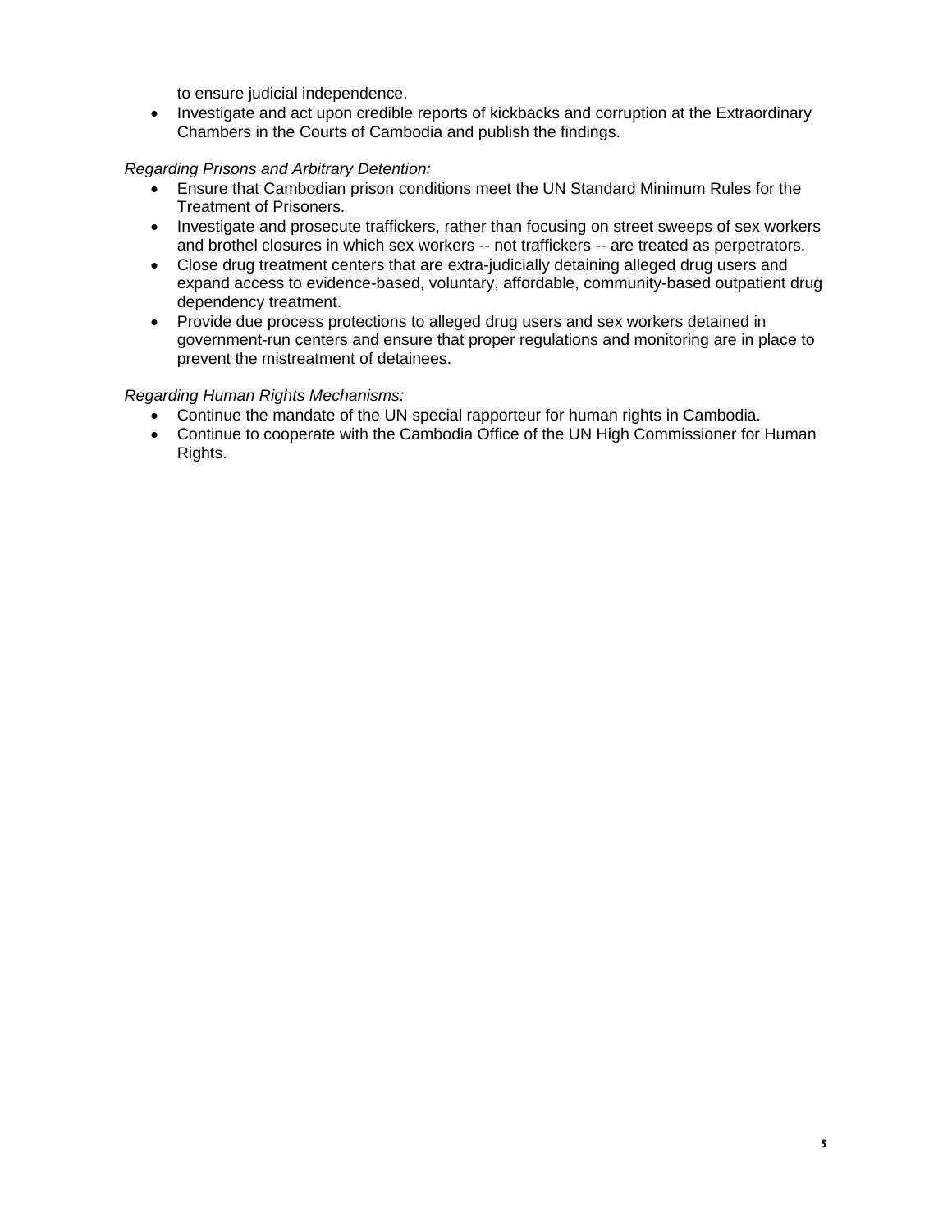to ensure judicial independence.

- Investigate and act upon credible reports of kickbacks and corruption at the Extraordinary Chambers in the Courts of Cambodia and publish the findings.

*Regarding Prisons and Arbitrary Detention:*

- Ensure that Cambodian prison conditions meet the UN Standard Minimum Rules for the Treatment of Prisoners.
- Investigate and prosecute traffickers, rather than focusing on street sweeps of sex workers and brothel closures in which sex workers -- not traffickers -- are treated as perpetrators.
- Close drug treatment centers that are extra-judicially detaining alleged drug users and expand access to evidence-based, voluntary, affordable, community-based outpatient drug dependency treatment.
- Provide due process protections to alleged drug users and sex workers detained in government-run centers and ensure that proper regulations and monitoring are in place to prevent the mistreatment of detainees.

*Regarding Human Rights Mechanisms:*

- Continue the mandate of the UN special rapporteur for human rights in Cambodia.
- Continue to cooperate with the Cambodia Office of the UN High Commissioner for Human Rights.